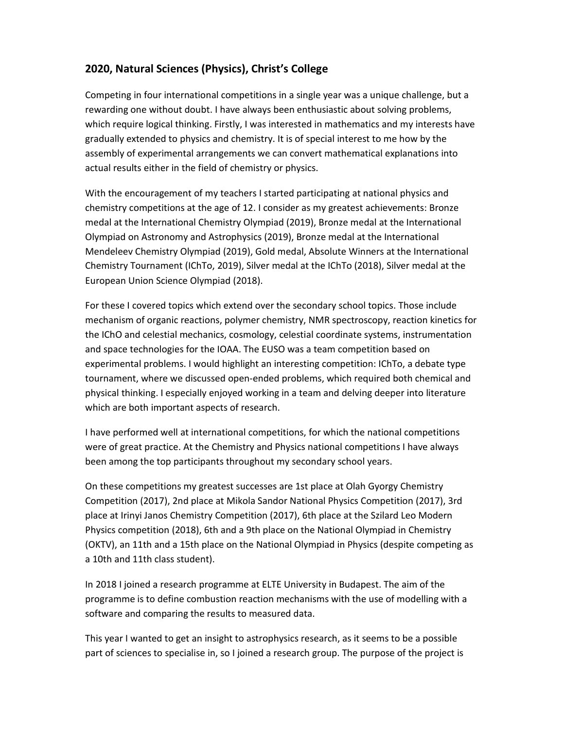## 2020, Natural Sciences (Physics), Christ's College

Competing in four international competitions in a single year was a unique challenge, but a rewarding one without doubt. I have always been enthusiastic about solving problems, which require logical thinking. Firstly, I was interested in mathematics and my interests have gradually extended to physics and chemistry. It is of special interest to me how by the assembly of experimental arrangements we can convert mathematical explanations into actual results either in the field of chemistry or physics.

With the encouragement of my teachers I started participating at national physics and chemistry competitions at the age of 12. I consider as my greatest achievements: Bronze medal at the International Chemistry Olympiad (2019), Bronze medal at the International Olympiad on Astronomy and Astrophysics (2019), Bronze medal at the International Mendeleev Chemistry Olympiad (2019), Gold medal, Absolute Winners at the International Chemistry Tournament (IChTo, 2019), Silver medal at the IChTo (2018), Silver medal at the European Union Science Olympiad (2018).

For these I covered topics which extend over the secondary school topics. Those include mechanism of organic reactions, polymer chemistry, NMR spectroscopy, reaction kinetics for the IChO and celestial mechanics, cosmology, celestial coordinate systems, instrumentation and space technologies for the IOAA. The EUSO was a team competition based on experimental problems. I would highlight an interesting competition: IChTo, a debate type tournament, where we discussed open-ended problems, which required both chemical and physical thinking. I especially enjoyed working in a team and delving deeper into literature which are both important aspects of research.

I have performed well at international competitions, for which the national competitions were of great practice. At the Chemistry and Physics national competitions I have always been among the top participants throughout my secondary school years.

On these competitions my greatest successes are 1st place at Olah Gyorgy Chemistry Competition (2017), 2nd place at Mikola Sandor National Physics Competition (2017), 3rd place at Irinyi Janos Chemistry Competition (2017), 6th place at the Szilard Leo Modern Physics competition (2018), 6th and a 9th place on the National Olympiad in Chemistry (OKTV), an 11th and a 15th place on the National Olympiad in Physics (despite competing as a 10th and 11th class student).

In 2018 I joined a research programme at ELTE University in Budapest. The aim of the programme is to define combustion reaction mechanisms with the use of modelling with a software and comparing the results to measured data.

This year I wanted to get an insight to astrophysics research, as it seems to be a possible part of sciences to specialise in, so I joined a research group. The purpose of the project is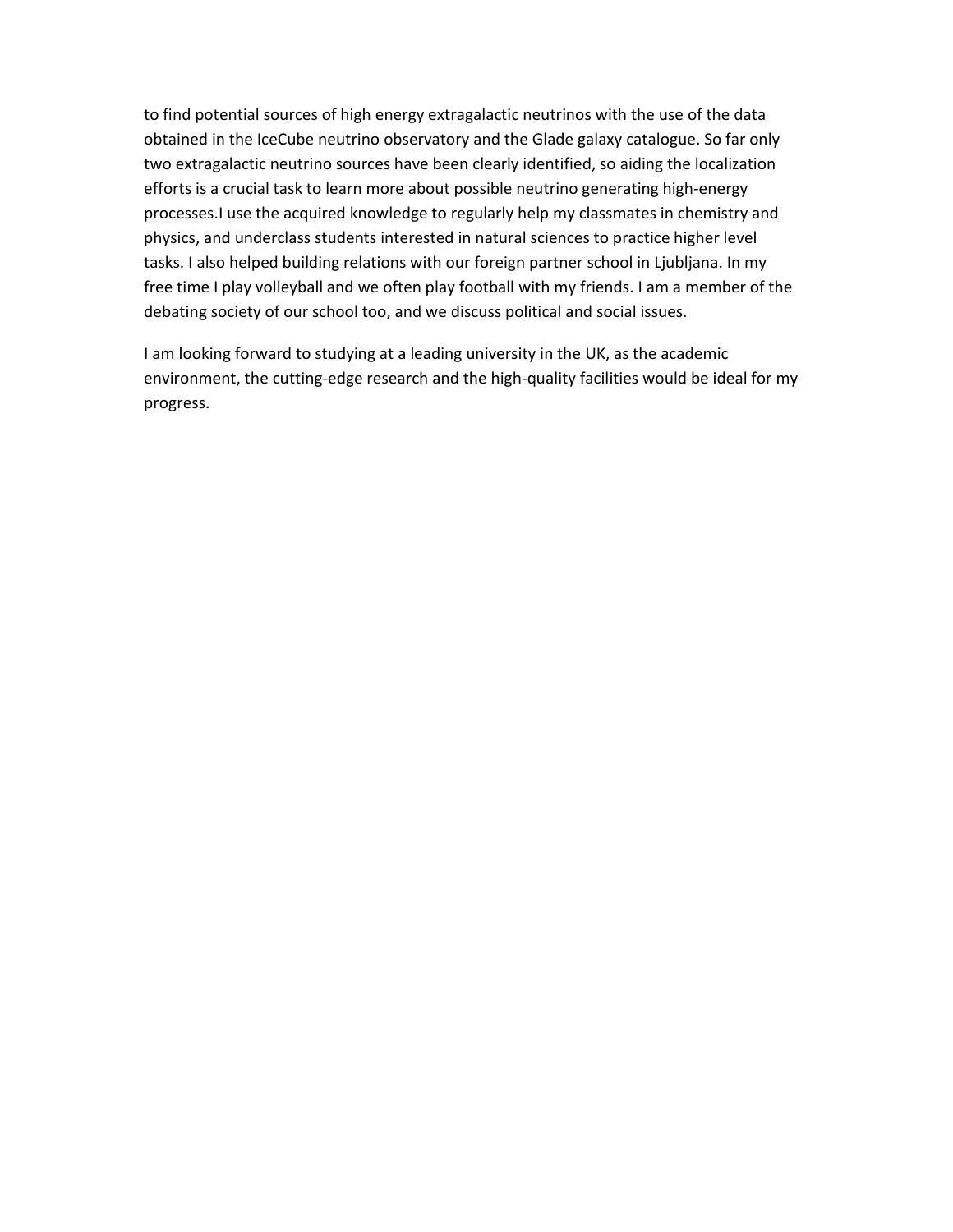to find potential sources of high energy extragalactic neutrinos with the use of the data obtained in the IceCube neutrino observatory and the Glade galaxy catalogue. So far only two extragalactic neutrino sources have been clearly identified, so aiding the localization efforts is a crucial task to learn more about possible neutrino generating high-energy processes.I use the acquired knowledge to regularly help my classmates in chemistry and physics, and underclass students interested in natural sciences to practice higher level tasks. I also helped building relations with our foreign partner school in Ljubljana. In my free time I play volleyball and we often play football with my friends. I am a member of the debating society of our school too, and we discuss political and social issues.

I am looking forward to studying at a leading university in the UK, as the academic environment, the cutting-edge research and the high-quality facilities would be ideal for my progress.